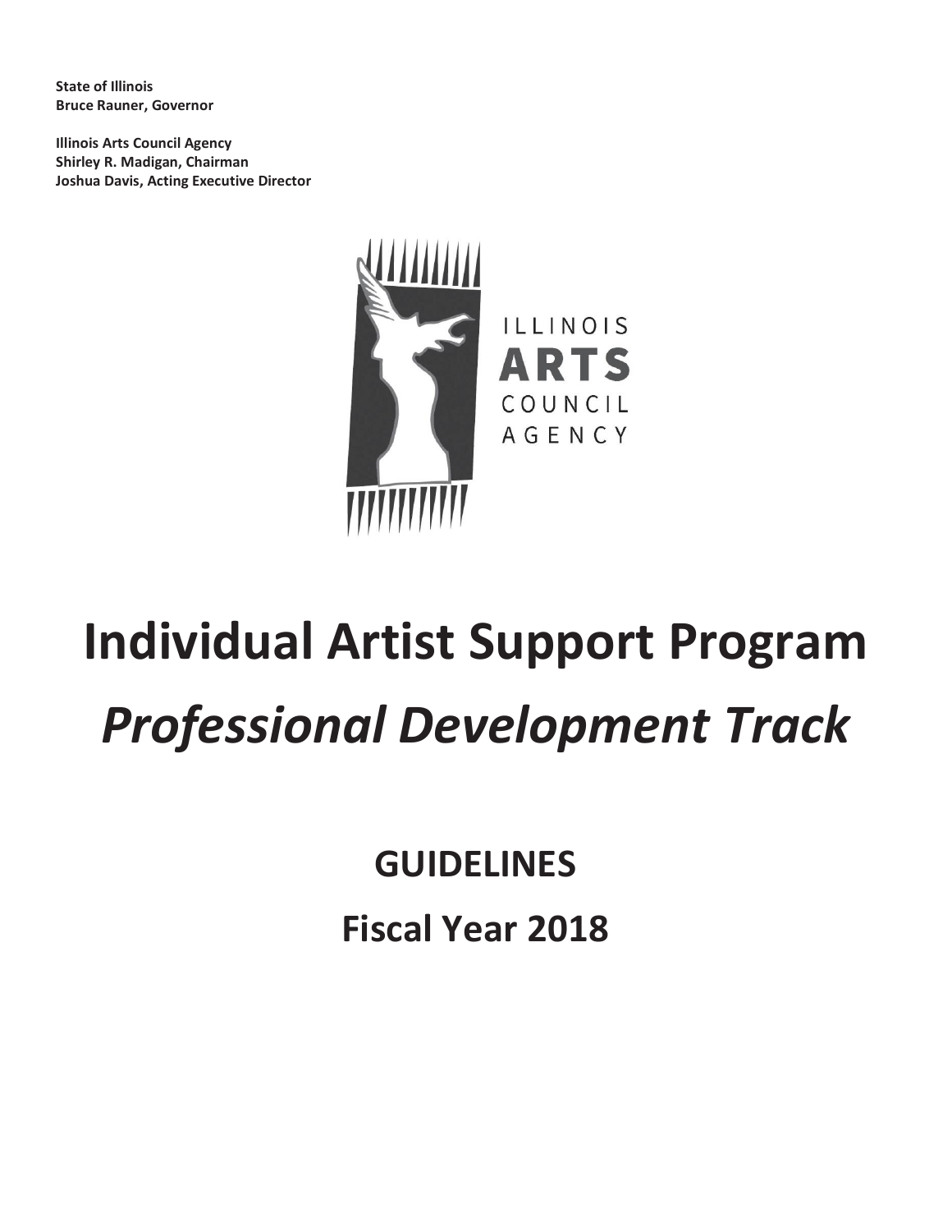**State of Illinois**
**Bruce Rauner, Governor**

**Illinois Arts Council Agency**
**Shirley R. Madigan, Chairman**
**Joshua Davis, Acting Executive Director**

ILLINOIS
ARTS
COUNCIL
AGENCY

# Individual Artist Support Program

# *Professional Development Track*

## GUIDELINES

## Fiscal Year 2018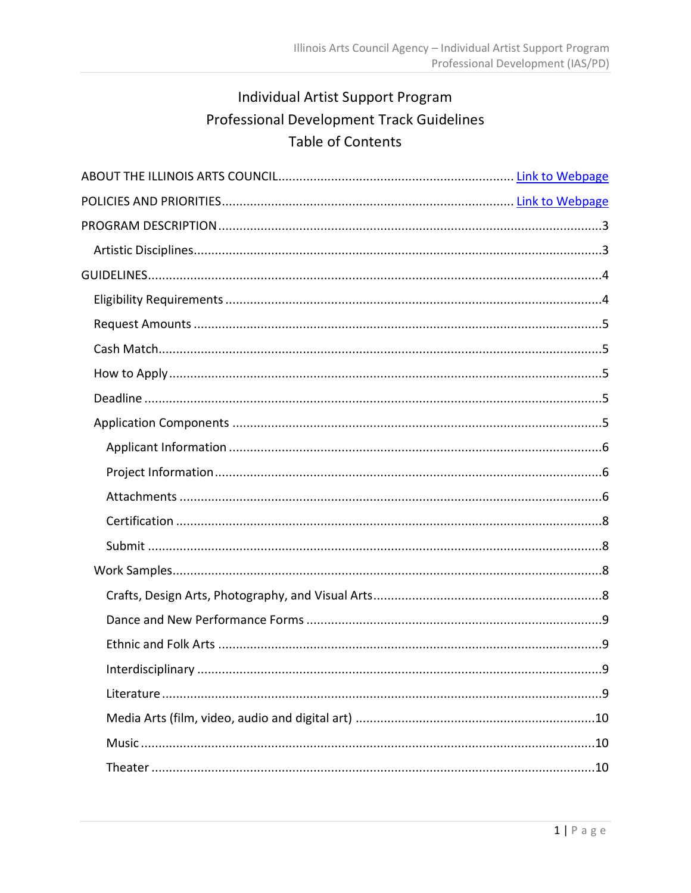# Individual Artist Support Program
# Professional Development Track Guidelines
# Table of Contents

ABOUT THE ILLINOIS ARTS COUNCIL .................................................................. [Link to Webpage]

POLICIES AND PRIORITIES .................................................................................. [Link to Webpage]

PROGRAM DESCRIPTION ............................................................................................................ 3

- Artistic Disciplines .................................................................................................................. 3

GUIDELINES ................................................................................................................................ 4

- Eligibility Requirements .......................................................................................................... 4
- Request Amounts .................................................................................................................... 5
- Cash Match ............................................................................................................................... 5
- How to Apply ........................................................................................................................... 5
- Deadline ................................................................................................................................... 5
- Application Components ......................................................................................................... 5
  - Applicant Information ......................................................................................................... 6
  - Project Information .............................................................................................................. 6
  - Attachments ........................................................................................................................ 6
  - Certification ......................................................................................................................... 8
  - Submit .................................................................................................................................. 8
- Work Samples .......................................................................................................................... 8
  - Crafts, Design Arts, Photography, and Visual Arts ................................................................ 8
  - Dance and New Performance Forms ................................................................................... 9
  - Ethnic and Folk Arts ............................................................................................................. 9
  - Interdisciplinary ................................................................................................................... 9
  - Literature ............................................................................................................................. 9
  - Media Arts (film, video, audio and digital art) .................................................................... 10
  - Music ................................................................................................................................. 10
  - Theater ............................................................................................................................... 10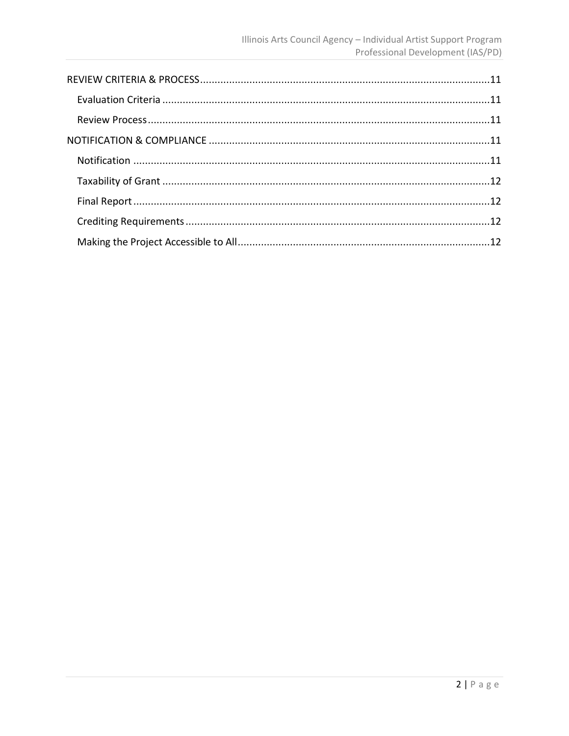REVIEW CRITERIA & PROCESS ....................................................................................................11

- Evaluation Criteria ....................................................................................................11
- Review Process ....................................................................................................11

NOTIFICATION & COMPLIANCE ....................................................................................................11

- Notification ....................................................................................................11
- Taxability of Grant ....................................................................................................12
- Final Report ....................................................................................................12
- Crediting Requirements ....................................................................................................12
- Making the Project Accessible to All ....................................................................................................12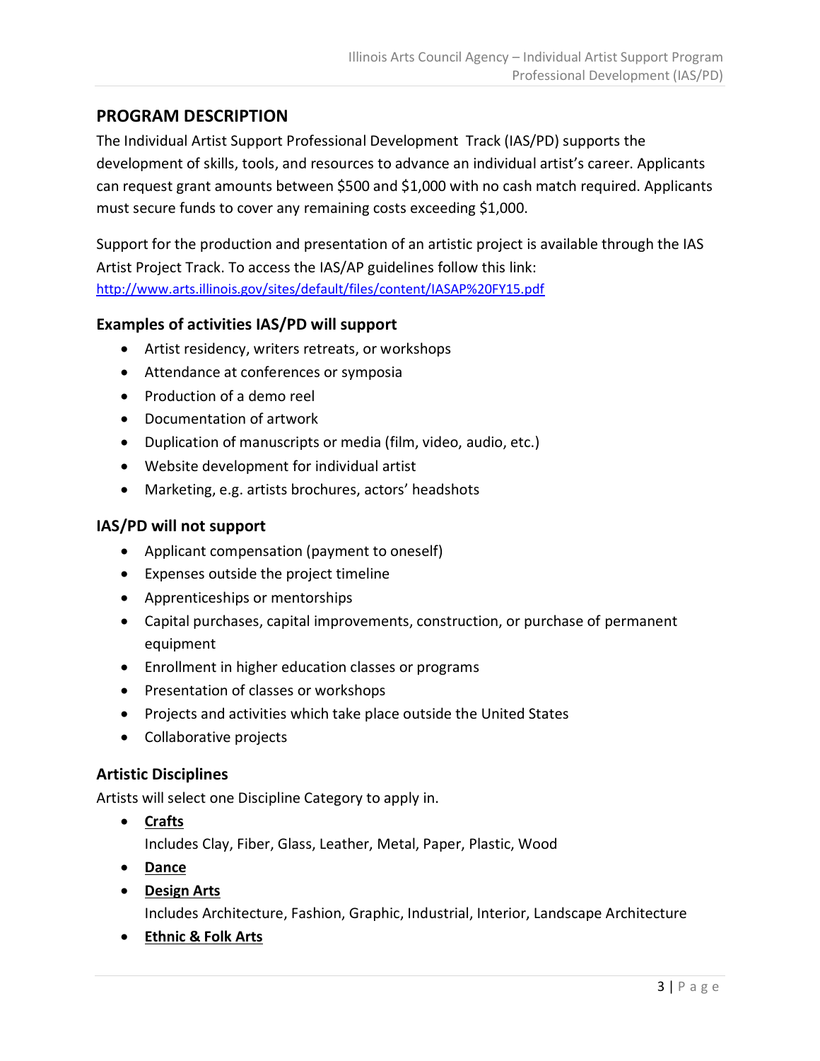## PROGRAM DESCRIPTION

The Individual Artist Support Professional Development Track (IAS/PD) supports the development of skills, tools, and resources to advance an individual artist's career. Applicants can request grant amounts between $500 and $1,000 with no cash match required. Applicants must secure funds to cover any remaining costs exceeding $1,000.

Support for the production and presentation of an artistic project is available through the IAS Artist Project Track. To access the IAS/AP guidelines follow this link: [http://www.arts.illinois.gov/sites/default/files/content/IASAP%20FY15.pdf](http://www.arts.illinois.gov/sites/default/files/content/IASAP%20FY15.pdf)

### Examples of activities IAS/PD will support

- Artist residency, writers retreats, or workshops
- Attendance at conferences or symposia
- Production of a demo reel
- Documentation of artwork
- Duplication of manuscripts or media (film, video, audio, etc.)
- Website development for individual artist
- Marketing, e.g. artists brochures, actors' headshots

### IAS/PD will not support

- Applicant compensation (payment to oneself)
- Expenses outside the project timeline
- Apprenticeships or mentorships
- Capital purchases, capital improvements, construction, or purchase of permanent equipment
- Enrollment in higher education classes or programs
- Presentation of classes or workshops
- Projects and activities which take place outside the United States
- Collaborative projects

### Artistic Disciplines

Artists will select one Discipline Category to apply in.

- **Crafts**
  Includes Clay, Fiber, Glass, Leather, Metal, Paper, Plastic, Wood
- **Dance**
- **Design Arts**
  Includes Architecture, Fashion, Graphic, Industrial, Interior, Landscape Architecture
- **Ethnic & Folk Arts**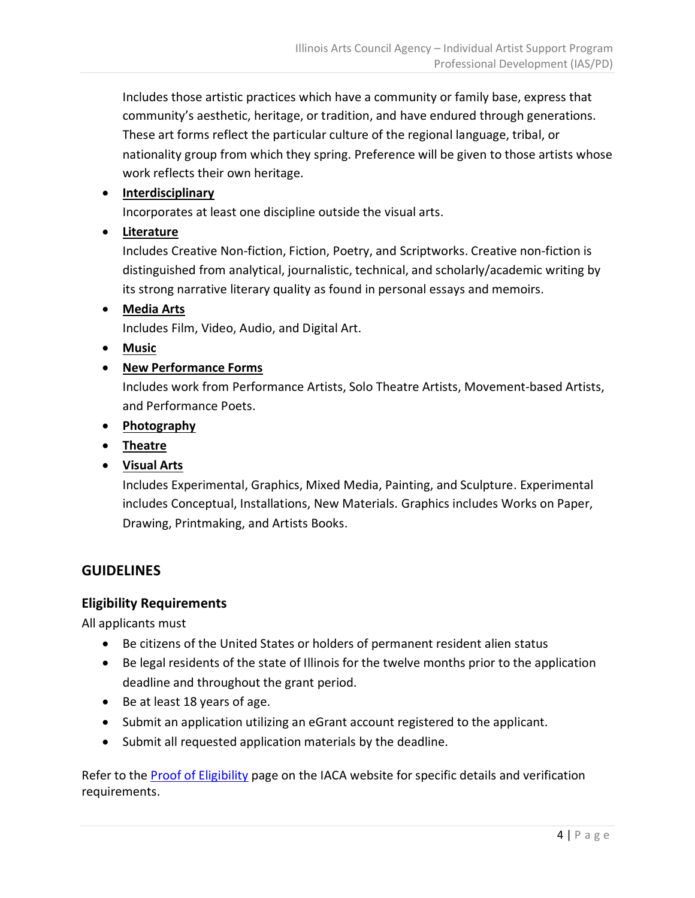Includes those artistic practices which have a community or family base, express that community's aesthetic, heritage, or tradition, and have endured through generations. These art forms reflect the particular culture of the regional language, tribal, or nationality group from which they spring. Preference will be given to those artists whose work reflects their own heritage.

- **Interdisciplinary**
  Incorporates at least one discipline outside the visual arts.
- **Literature**
  Includes Creative Non-fiction, Fiction, Poetry, and Scriptworks. Creative non-fiction is distinguished from analytical, journalistic, technical, and scholarly/academic writing by its strong narrative literary quality as found in personal essays and memoirs.
- **Media Arts**
  Includes Film, Video, Audio, and Digital Art.
- **Music**
- **New Performance Forms**
  Includes work from Performance Artists, Solo Theatre Artists, Movement-based Artists, and Performance Poets.
- **Photography**
- **Theatre**
- **Visual Arts**
  Includes Experimental, Graphics, Mixed Media, Painting, and Sculpture. Experimental includes Conceptual, Installations, New Materials. Graphics includes Works on Paper, Drawing, Printmaking, and Artists Books.

## GUIDELINES

### Eligibility Requirements

All applicants must

- Be citizens of the United States or holders of permanent resident alien status
- Be legal residents of the state of Illinois for the twelve months prior to the application deadline and throughout the grant period.
- Be at least 18 years of age.
- Submit an application utilizing an eGrant account registered to the applicant.
- Submit all requested application materials by the deadline.

Refer to the Proof of Eligibility page on the IACA website for specific details and verification requirements.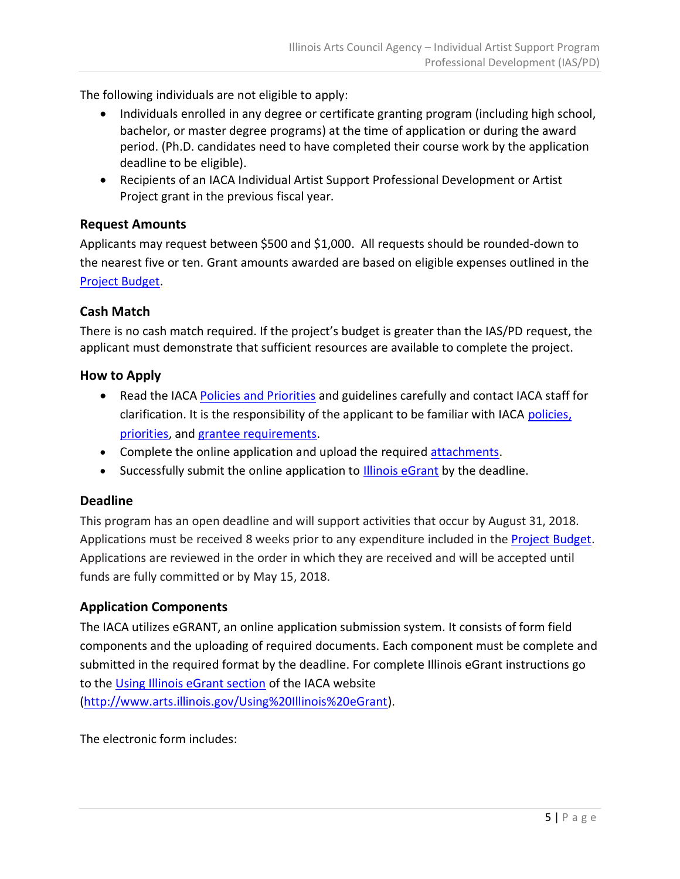The following individuals are not eligible to apply:

- Individuals enrolled in any degree or certificate granting program (including high school, bachelor, or master degree programs) at the time of application or during the award period. (Ph.D. candidates need to have completed their course work by the application deadline to be eligible).
- Recipients of an IACA Individual Artist Support Professional Development or Artist Project grant in the previous fiscal year.

### Request Amounts

Applicants may request between $500 and $1,000. All requests should be rounded-down to the nearest five or ten. Grant amounts awarded are based on eligible expenses outlined in the Project Budget.

### Cash Match

There is no cash match required. If the project's budget is greater than the IAS/PD request, the applicant must demonstrate that sufficient resources are available to complete the project.

### How to Apply

- Read the IACA Policies and Priorities and guidelines carefully and contact IACA staff for clarification. It is the responsibility of the applicant to be familiar with IACA policies, priorities, and grantee requirements.
- Complete the online application and upload the required attachments.
- Successfully submit the online application to Illinois eGrant by the deadline.

### Deadline

This program has an open deadline and will support activities that occur by August 31, 2018. Applications must be received 8 weeks prior to any expenditure included in the Project Budget. Applications are reviewed in the order in which they are received and will be accepted until funds are fully committed or by May 15, 2018.

### Application Components

The IACA utilizes eGRANT, an online application submission system. It consists of form field components and the uploading of required documents. Each component must be complete and submitted in the required format by the deadline. For complete Illinois eGrant instructions go to the Using Illinois eGrant section of the IACA website (http://www.arts.illinois.gov/Using%20Illinois%20eGrant).

The electronic form includes: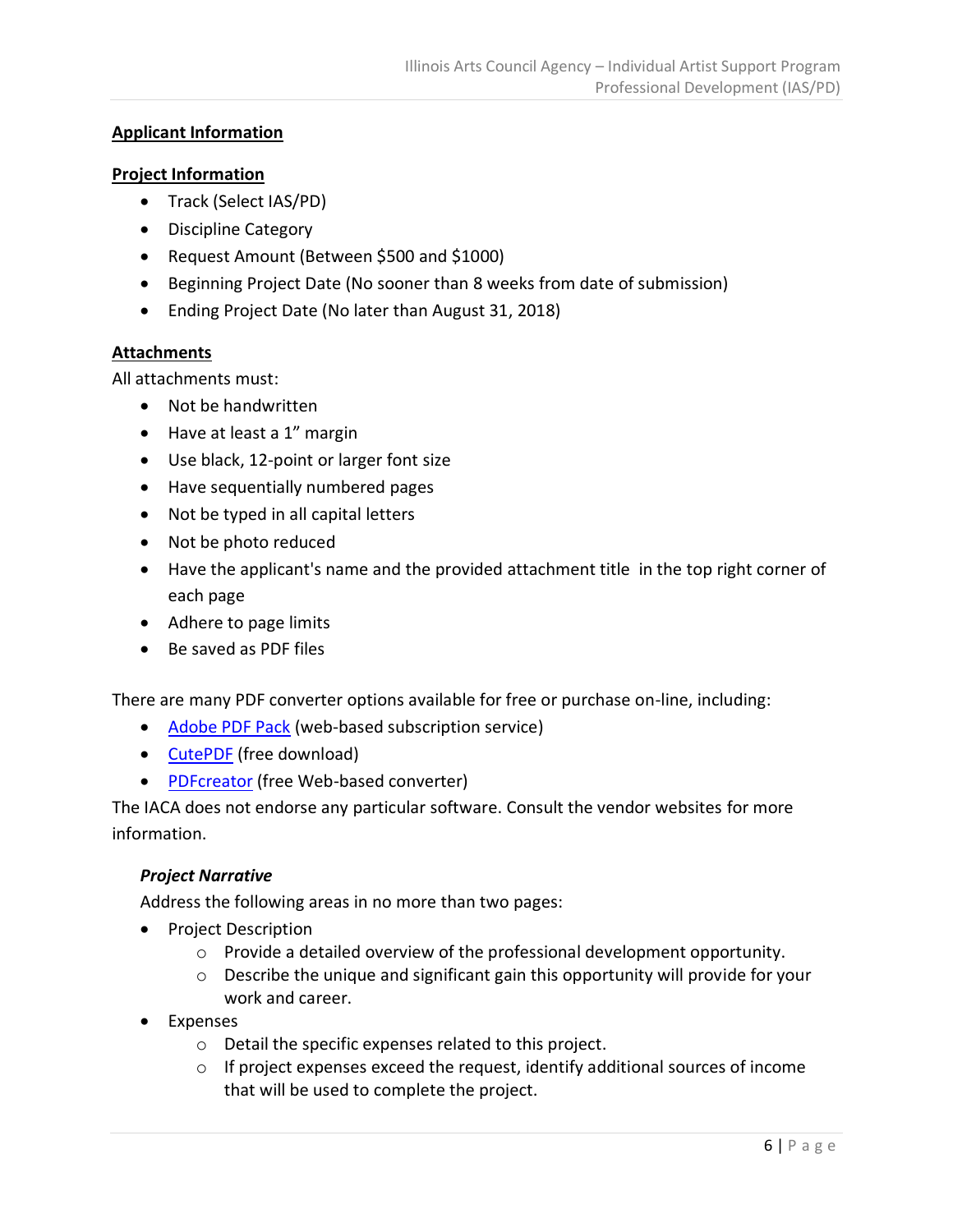**Applicant Information**

**Project Information**

- Track (Select IAS/PD)
- Discipline Category
- Request Amount (Between $500 and $1000)
- Beginning Project Date (No sooner than 8 weeks from date of submission)
- Ending Project Date (No later than August 31, 2018)

**Attachments**

All attachments must:

- Not be handwritten
- Have at least a 1" margin
- Use black, 12-point or larger font size
- Have sequentially numbered pages
- Not be typed in all capital letters
- Not be photo reduced
- Have the applicant's name and the provided attachment title in the top right corner of each page
- Adhere to page limits
- Be saved as PDF files

There are many PDF converter options available for free or purchase on-line, including:

- Adobe PDF Pack (web-based subscription service)
- CutePDF (free download)
- PDFcreator (free Web-based converter)

The IACA does not endorse any particular software. Consult the vendor websites for more information.

***Project Narrative***

Address the following areas in no more than two pages:

- Project Description
  - Provide a detailed overview of the professional development opportunity.
  - Describe the unique and significant gain this opportunity will provide for your work and career.
- Expenses
  - Detail the specific expenses related to this project.
  - If project expenses exceed the request, identify additional sources of income that will be used to complete the project.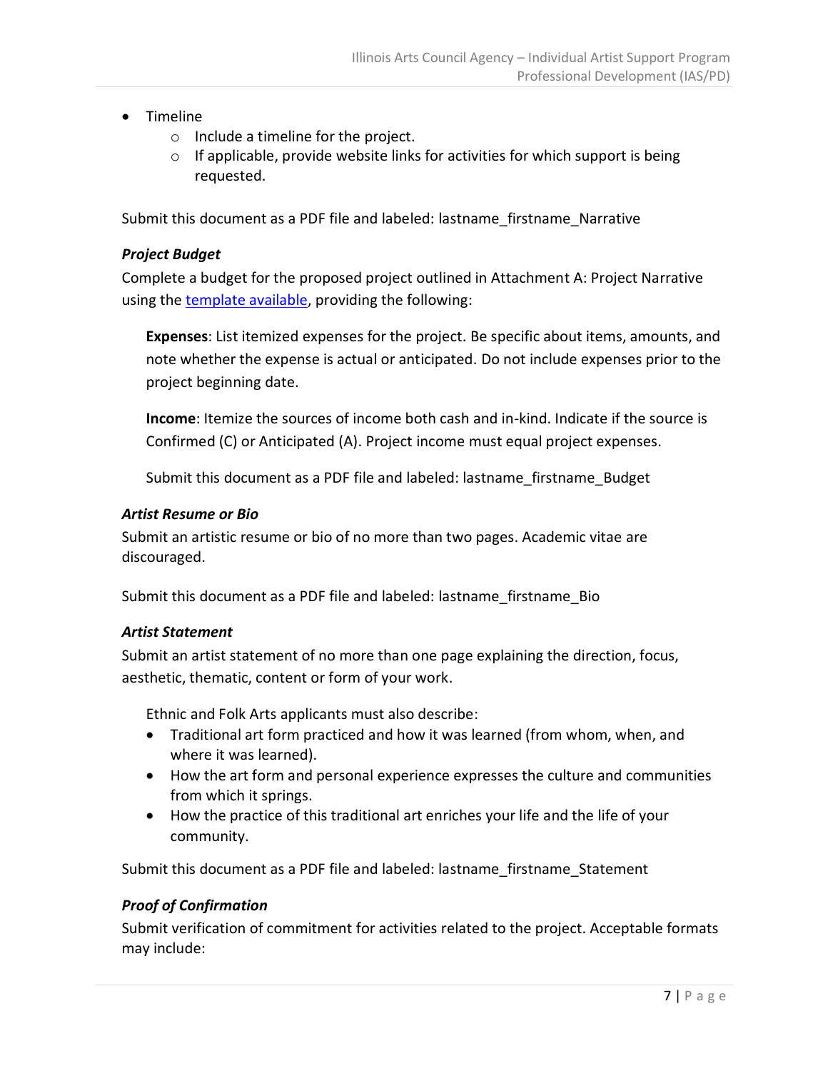- Timeline
  - Include a timeline for the project.
  - If applicable, provide website links for activities for which support is being requested.

Submit this document as a PDF file and labeled: lastname_firstname_Narrative

***Project Budget***

Complete a budget for the proposed project outlined in Attachment A: Project Narrative using the template available, providing the following:

> **Expenses**: List itemized expenses for the project. Be specific about items, amounts, and note whether the expense is actual or anticipated. Do not include expenses prior to the project beginning date.
>
> **Income**: Itemize the sources of income both cash and in-kind. Indicate if the source is Confirmed (C) or Anticipated (A). Project income must equal project expenses.
>
> Submit this document as a PDF file and labeled: lastname_firstname_Budget

***Artist Resume or Bio***

Submit an artistic resume or bio of no more than two pages. Academic vitae are discouraged.

Submit this document as a PDF file and labeled: lastname_firstname_Bio

***Artist Statement***

Submit an artist statement of no more than one page explaining the direction, focus, aesthetic, thematic, content or form of your work.

> Ethnic and Folk Arts applicants must also describe:
> - Traditional art form practiced and how it was learned (from whom, when, and where it was learned).
> - How the art form and personal experience expresses the culture and communities from which it springs.
> - How the practice of this traditional art enriches your life and the life of your community.

Submit this document as a PDF file and labeled: lastname_firstname_Statement

***Proof of Confirmation***

Submit verification of commitment for activities related to the project. Acceptable formats may include: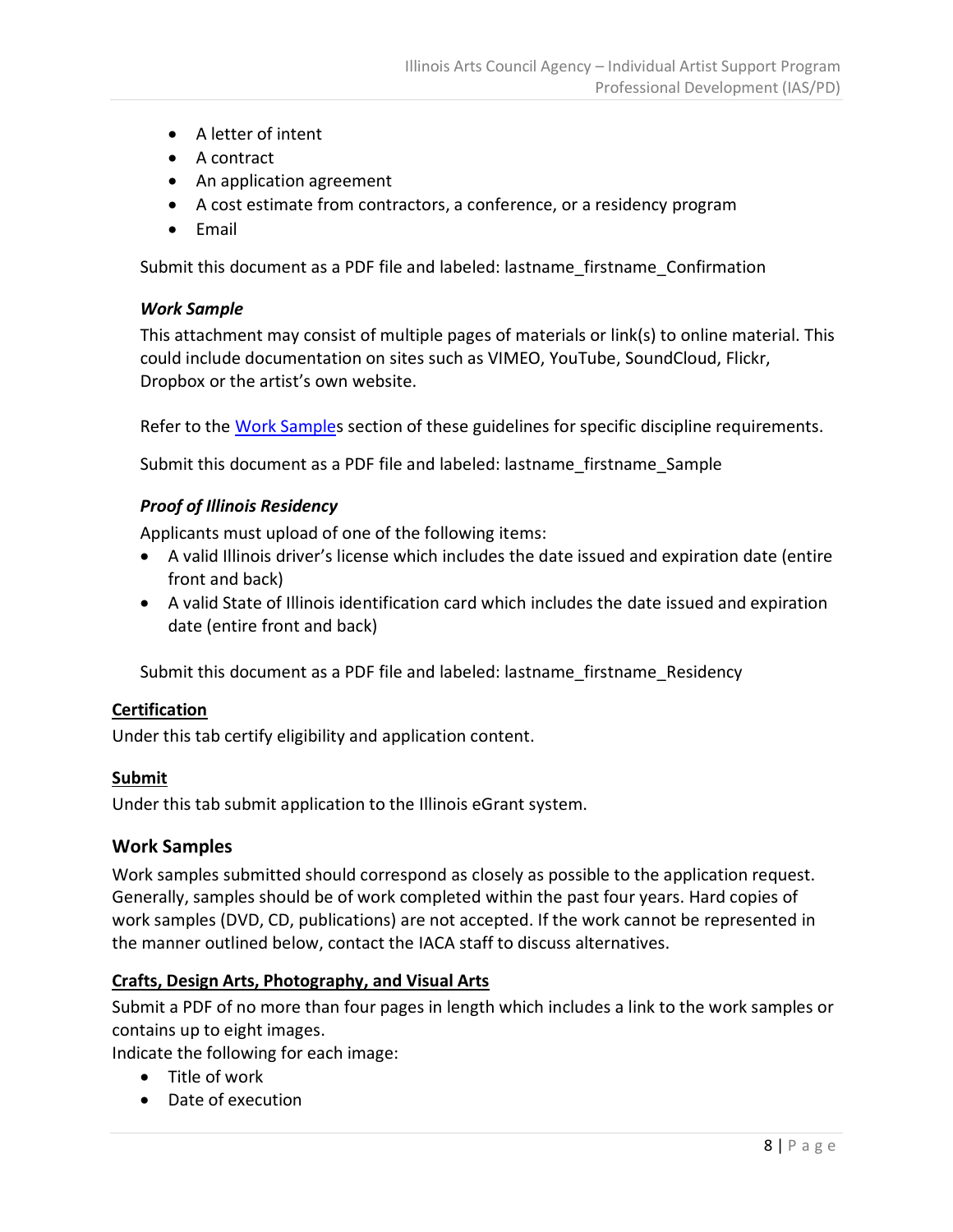- A letter of intent
- A contract
- An application agreement
- A cost estimate from contractors, a conference, or a residency program
- Email

Submit this document as a PDF file and labeled: lastname_firstname_Confirmation

#### *Work Sample*

This attachment may consist of multiple pages of materials or link(s) to online material. This could include documentation on sites such as VIMEO, YouTube, SoundCloud, Flickr, Dropbox or the artist's own website.

Refer to the Work Samples section of these guidelines for specific discipline requirements.

Submit this document as a PDF file and labeled: lastname_firstname_Sample

#### *Proof of Illinois Residency*

Applicants must upload of one of the following items:

- A valid Illinois driver's license which includes the date issued and expiration date (entire front and back)
- A valid State of Illinois identification card which includes the date issued and expiration date (entire front and back)

Submit this document as a PDF file and labeled: lastname_firstname_Residency

**Certification**

Under this tab certify eligibility and application content.

**Submit**

Under this tab submit application to the Illinois eGrant system.

## Work Samples

Work samples submitted should correspond as closely as possible to the application request. Generally, samples should be of work completed within the past four years. Hard copies of work samples (DVD, CD, publications) are not accepted. If the work cannot be represented in the manner outlined below, contact the IACA staff to discuss alternatives.

**Crafts, Design Arts, Photography, and Visual Arts**

Submit a PDF of no more than four pages in length which includes a link to the work samples or contains up to eight images.

Indicate the following for each image:

- Title of work
- Date of execution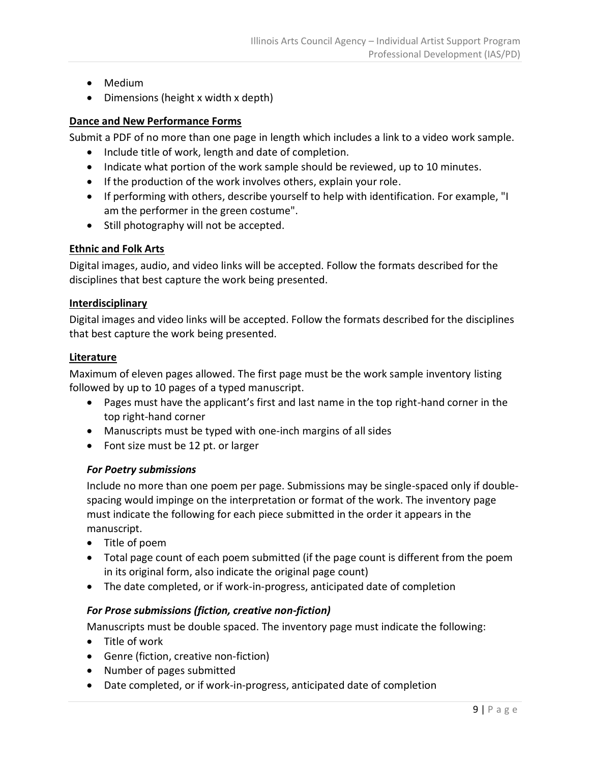- Medium
- Dimensions (height x width x depth)

**Dance and New Performance Forms**

Submit a PDF of no more than one page in length which includes a link to a video work sample.

- Include title of work, length and date of completion.
- Indicate what portion of the work sample should be reviewed, up to 10 minutes.
- If the production of the work involves others, explain your role.
- If performing with others, describe yourself to help with identification. For example, "I am the performer in the green costume".
- Still photography will not be accepted.

**Ethnic and Folk Arts**

Digital images, audio, and video links will be accepted. Follow the formats described for the disciplines that best capture the work being presented.

**Interdisciplinary**

Digital images and video links will be accepted. Follow the formats described for the disciplines that best capture the work being presented.

**Literature**

Maximum of eleven pages allowed. The first page must be the work sample inventory listing followed by up to 10 pages of a typed manuscript.

- Pages must have the applicant's first and last name in the top right-hand corner in the top right-hand corner
- Manuscripts must be typed with one-inch margins of all sides
- Font size must be 12 pt. or larger

***For Poetry submissions***

Include no more than one poem per page. Submissions may be single-spaced only if double-spacing would impinge on the interpretation or format of the work. The inventory page must indicate the following for each piece submitted in the order it appears in the manuscript.

- Title of poem
- Total page count of each poem submitted (if the page count is different from the poem in its original form, also indicate the original page count)
- The date completed, or if work-in-progress, anticipated date of completion

***For Prose submissions (fiction, creative non-fiction)***

Manuscripts must be double spaced. The inventory page must indicate the following:

- Title of work
- Genre (fiction, creative non-fiction)
- Number of pages submitted
- Date completed, or if work-in-progress, anticipated date of completion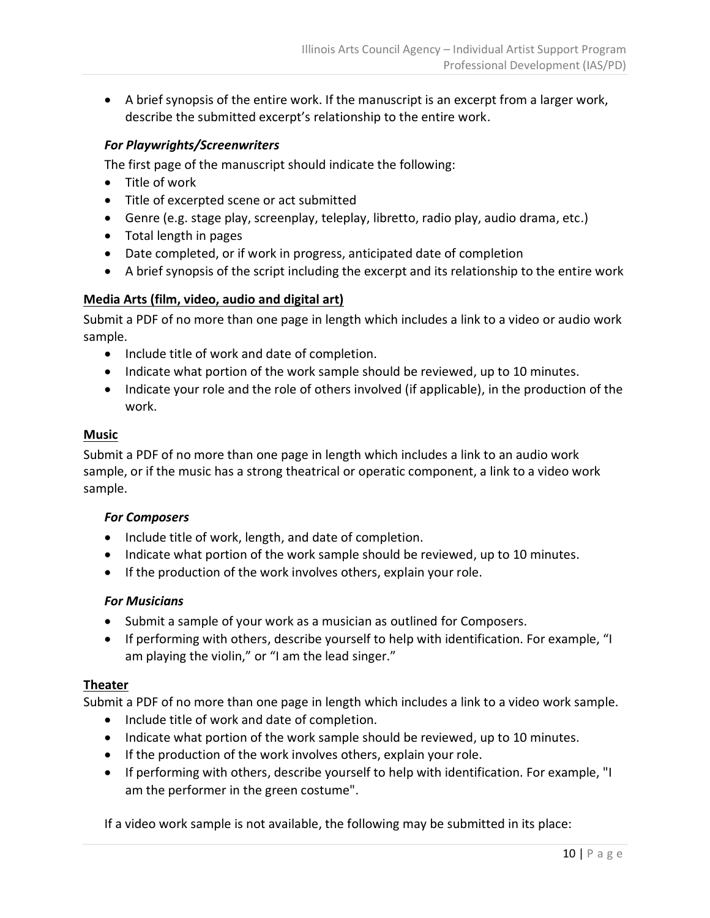- A brief synopsis of the entire work. If the manuscript is an excerpt from a larger work, describe the submitted excerpt's relationship to the entire work.

***For Playwrights/Screenwriters***

The first page of the manuscript should indicate the following:

- Title of work
- Title of excerpted scene or act submitted
- Genre (e.g. stage play, screenplay, teleplay, libretto, radio play, audio drama, etc.)
- Total length in pages
- Date completed, or if work in progress, anticipated date of completion
- A brief synopsis of the script including the excerpt and its relationship to the entire work

**Media Arts (film, video, audio and digital art)**

Submit a PDF of no more than one page in length which includes a link to a video or audio work sample.

- Include title of work and date of completion.
- Indicate what portion of the work sample should be reviewed, up to 10 minutes.
- Indicate your role and the role of others involved (if applicable), in the production of the work.

**Music**

Submit a PDF of no more than one page in length which includes a link to an audio work sample, or if the music has a strong theatrical or operatic component, a link to a video work sample.

***For Composers***

- Include title of work, length, and date of completion.
- Indicate what portion of the work sample should be reviewed, up to 10 minutes.
- If the production of the work involves others, explain your role.

***For Musicians***

- Submit a sample of your work as a musician as outlined for Composers.
- If performing with others, describe yourself to help with identification. For example, "I am playing the violin," or "I am the lead singer."

**Theater**

Submit a PDF of no more than one page in length which includes a link to a video work sample.

- Include title of work and date of completion.
- Indicate what portion of the work sample should be reviewed, up to 10 minutes.
- If the production of the work involves others, explain your role.
- If performing with others, describe yourself to help with identification. For example, "I am the performer in the green costume".

If a video work sample is not available, the following may be submitted in its place: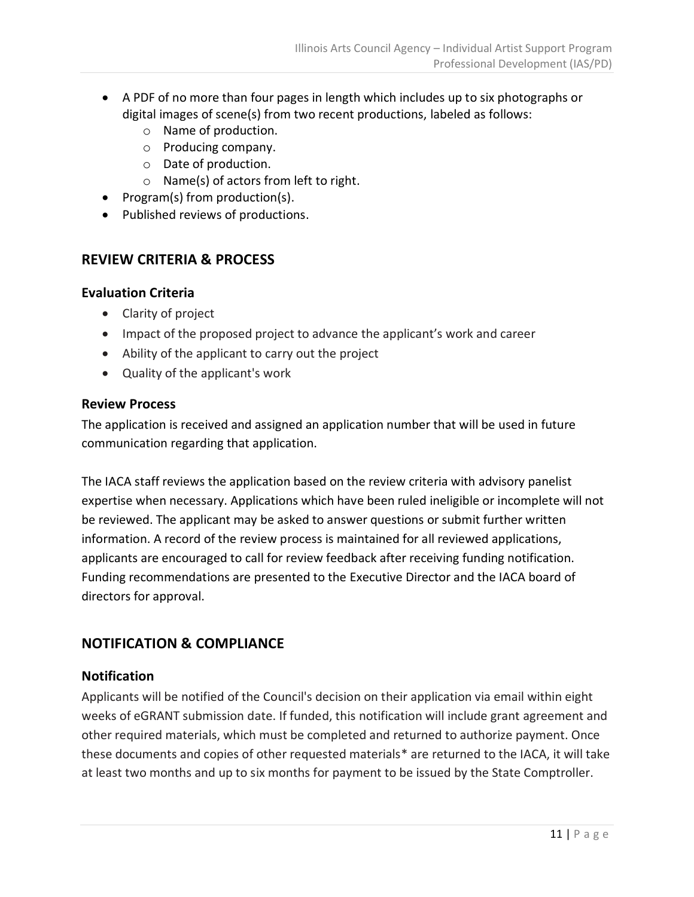- A PDF of no more than four pages in length which includes up to six photographs or digital images of scene(s) from two recent productions, labeled as follows:
  - Name of production.
  - Producing company.
  - Date of production.
  - Name(s) of actors from left to right.
- Program(s) from production(s).
- Published reviews of productions.

## REVIEW CRITERIA & PROCESS

### Evaluation Criteria

- Clarity of project
- Impact of the proposed project to advance the applicant's work and career
- Ability of the applicant to carry out the project
- Quality of the applicant's work

### Review Process

The application is received and assigned an application number that will be used in future communication regarding that application.

The IACA staff reviews the application based on the review criteria with advisory panelist expertise when necessary. Applications which have been ruled ineligible or incomplete will not be reviewed. The applicant may be asked to answer questions or submit further written information. A record of the review process is maintained for all reviewed applications, applicants are encouraged to call for review feedback after receiving funding notification. Funding recommendations are presented to the Executive Director and the IACA board of directors for approval.

## NOTIFICATION & COMPLIANCE

### Notification

Applicants will be notified of the Council's decision on their application via email within eight weeks of eGRANT submission date. If funded, this notification will include grant agreement and other required materials, which must be completed and returned to authorize payment. Once these documents and copies of other requested materials* are returned to the IACA, it will take at least two months and up to six months for payment to be issued by the State Comptroller.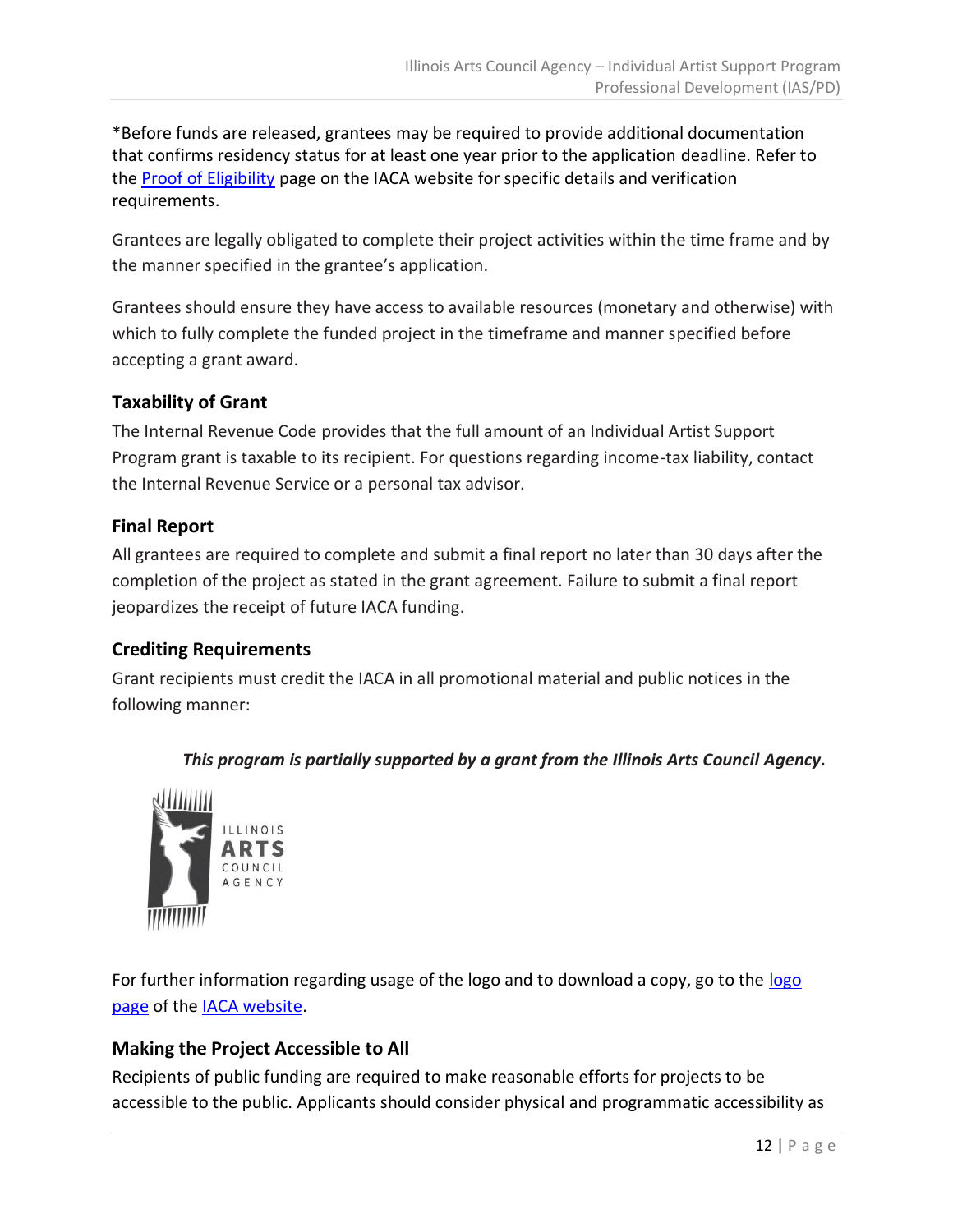*Before funds are released, grantees may be required to provide additional documentation that confirms residency status for at least one year prior to the application deadline. Refer to the [Proof of Eligibility](#) page on the IACA website for specific details and verification requirements.

Grantees are legally obligated to complete their project activities within the time frame and by the manner specified in the grantee's application.

Grantees should ensure they have access to available resources (monetary and otherwise) with which to fully complete the funded project in the timeframe and manner specified before accepting a grant award.

### Taxability of Grant

The Internal Revenue Code provides that the full amount of an Individual Artist Support Program grant is taxable to its recipient. For questions regarding income-tax liability, contact the Internal Revenue Service or a personal tax advisor.

### Final Report

All grantees are required to complete and submit a final report no later than 30 days after the completion of the project as stated in the grant agreement. Failure to submit a final report jeopardizes the receipt of future IACA funding.

### Crediting Requirements

Grant recipients must credit the IACA in all promotional material and public notices in the following manner:

***This program is partially supported by a grant from the Illinois Arts Council Agency.***

ILLINOIS ARTS COUNCIL AGENCY

For further information regarding usage of the logo and to download a copy, go to the [logo page](#) of the [IACA website](#).

### Making the Project Accessible to All

Recipients of public funding are required to make reasonable efforts for projects to be accessible to the public. Applicants should consider physical and programmatic accessibility as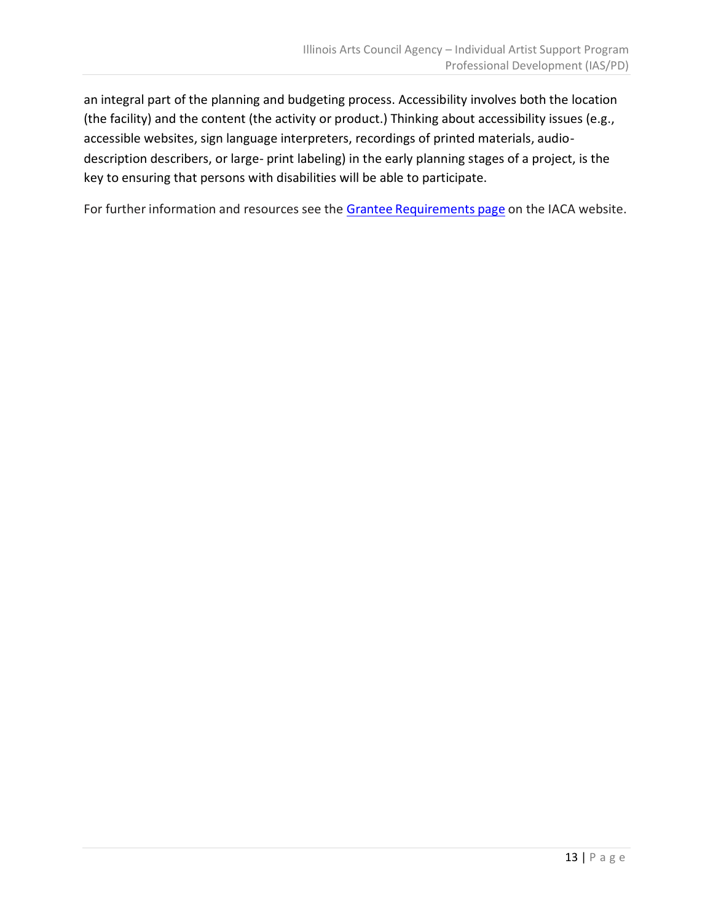an integral part of the planning and budgeting process. Accessibility involves both the location (the facility) and the content (the activity or product.) Thinking about accessibility issues (e.g., accessible websites, sign language interpreters, recordings of printed materials, audio-description describers, or large- print labeling) in the early planning stages of a project, is the key to ensuring that persons with disabilities will be able to participate.

For further information and resources see the Grantee Requirements page on the IACA website.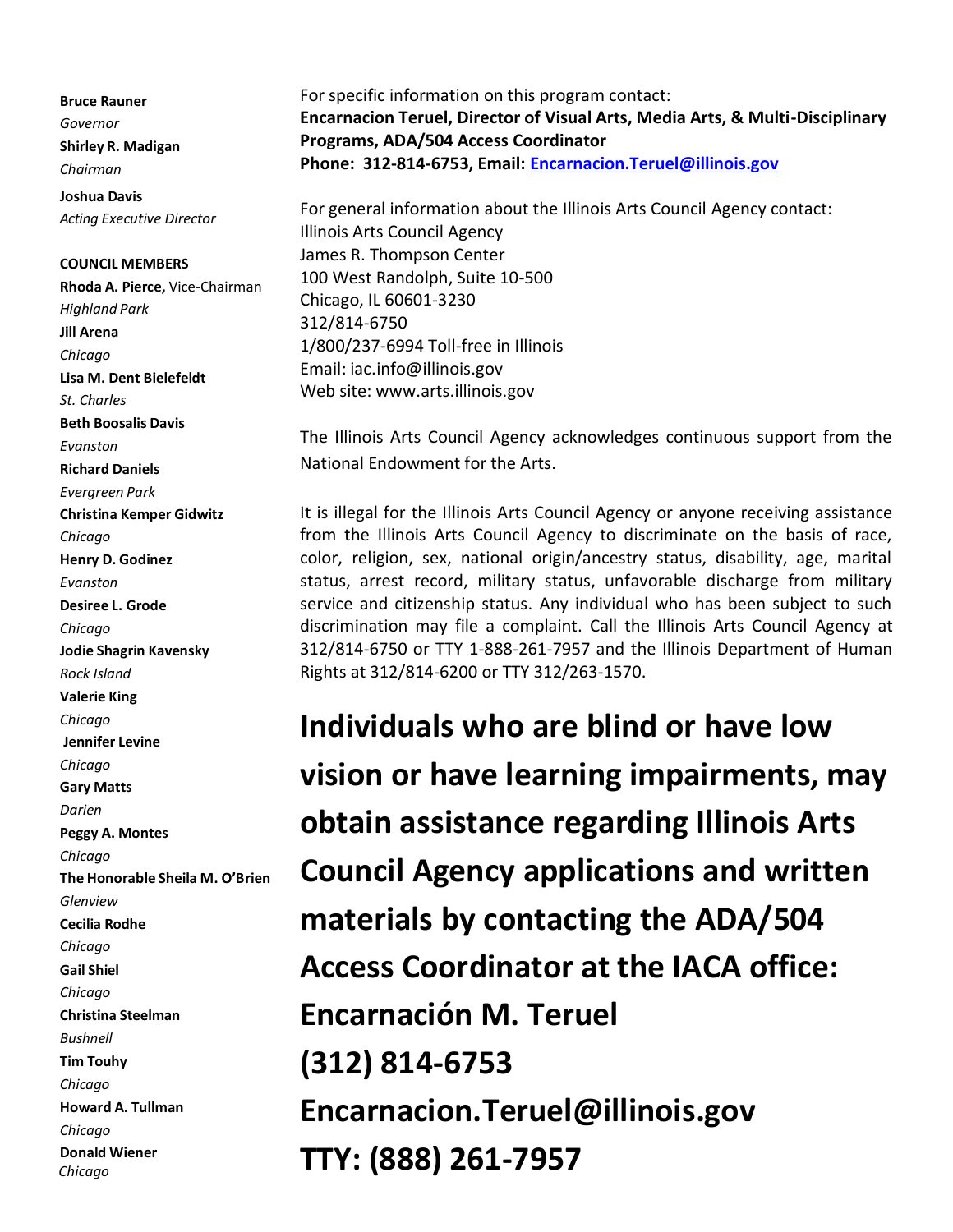**Bruce Rauner**
*Governor*
**Shirley R. Madigan**
*Chairman*
**Joshua Davis**
*Acting Executive Director*

**COUNCIL MEMBERS**

**Rhoda A. Pierce,** Vice-Chairman
*Highland Park*
**Jill Arena**
*Chicago*
**Lisa M. Dent Bielefeldt**
*St. Charles*
**Beth Boosalis Davis**
*Evanston*
**Richard Daniels**
*Evergreen Park*
**Christina Kemper Gidwitz**
*Chicago*
**Henry D. Godinez**
*Evanston*
**Desiree L. Grode**
*Chicago*
**Jodie Shagrin Kavensky**
*Rock Island*
**Valerie King**
*Chicago*
**Jennifer Levine**
*Chicago*
**Gary Matts**
*Darien*
**Peggy A. Montes**
*Chicago*
**The Honorable Sheila M. O'Brien**
*Glenview*
**Cecilia Rodhe**
*Chicago*
**Gail Shiel**
*Chicago*
**Christina Steelman**
*Bushnell*
**Tim Touhy**
*Chicago*
**Howard A. Tullman**
*Chicago*
**Donald Wiener**
*Chicago*

For specific information on this program contact:
**Encarnacion Teruel, Director of Visual Arts, Media Arts, & Multi-Disciplinary Programs, ADA/504 Access Coordinator**
**Phone: 312-814-6753, Email: Encarnacion.Teruel@illinois.gov**

For general information about the Illinois Arts Council Agency contact:
Illinois Arts Council Agency
James R. Thompson Center
100 West Randolph, Suite 10-500
Chicago, IL 60601-3230
312/814-6750
1/800/237-6994 Toll-free in Illinois
Email: iac.info@illinois.gov
Web site: www.arts.illinois.gov

The Illinois Arts Council Agency acknowledges continuous support from the National Endowment for the Arts.

It is illegal for the Illinois Arts Council Agency or anyone receiving assistance from the Illinois Arts Council Agency to discriminate on the basis of race, color, religion, sex, national origin/ancestry status, disability, age, marital status, arrest record, military status, unfavorable discharge from military service and citizenship status. Any individual who has been subject to such discrimination may file a complaint. Call the Illinois Arts Council Agency at 312/814-6750 or TTY 1-888-261-7957 and the Illinois Department of Human Rights at 312/814-6200 or TTY 312/263-1570.

**Individuals who are blind or have low vision or have learning impairments, may obtain assistance regarding Illinois Arts Council Agency applications and written materials by contacting the ADA/504 Access Coordinator at the IACA office:**
**Encarnación M. Teruel**
**(312) 814-6753**
**Encarnacion.Teruel@illinois.gov**
**TTY: (888) 261-7957**